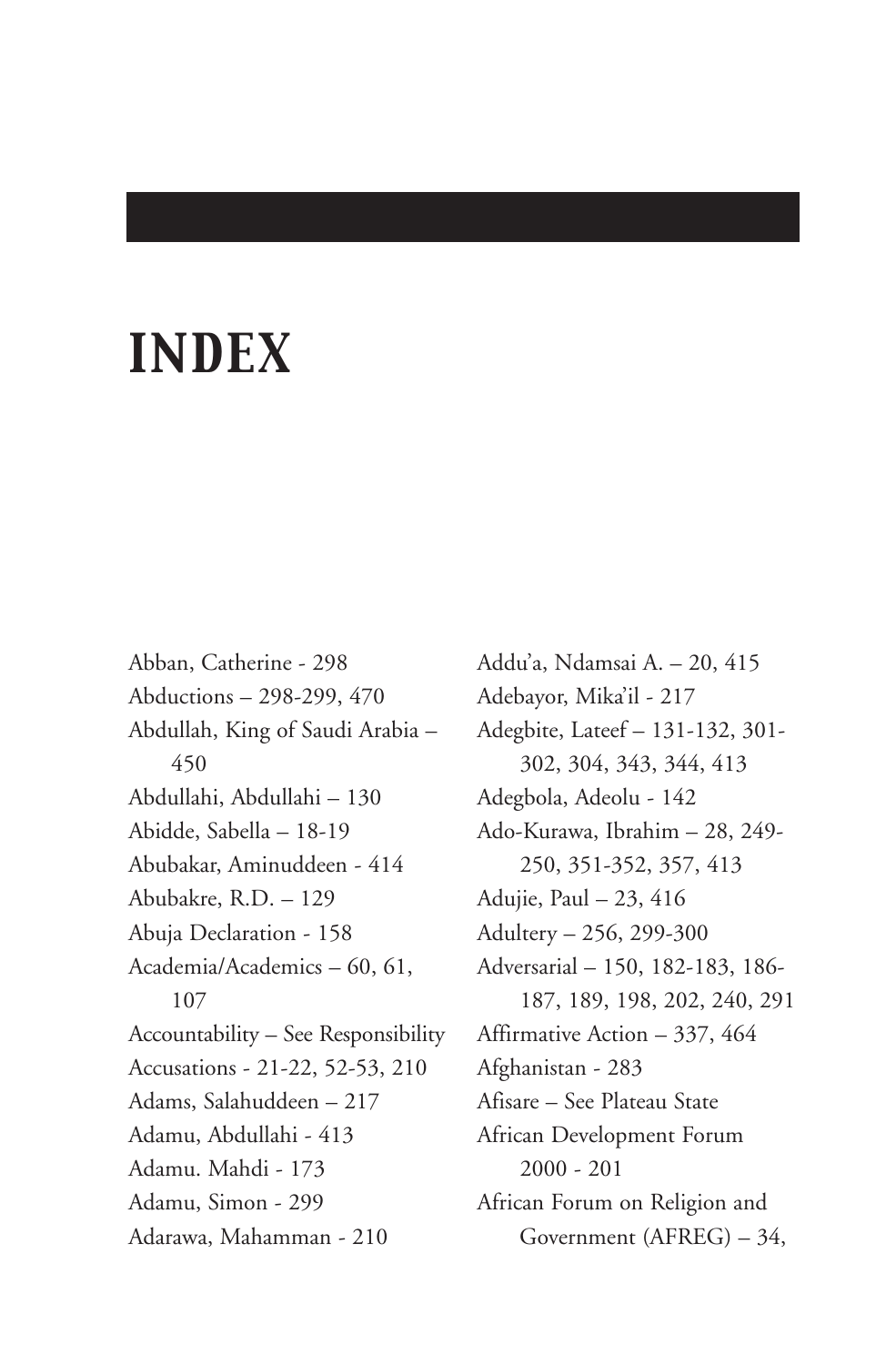# INDEX

Abban, Catherine - 298
Abductions – 298-299, 470
Abdullah, King of Saudi Arabia – 450
Abdullahi, Abdullahi – 130
Abidde, Sabella – 18-19
Abubakar, Aminuddeen - 414
Abubakre, R.D. – 129
Abuja Declaration - 158
Academia/Academics – 60, 61, 107
Accountability – See Responsibility
Accusations - 21-22, 52-53, 210
Adams, Salahuddeen – 217
Adamu, Abdullahi - 413
Adamu. Mahdi - 173
Adamu, Simon - 299
Adarawa, Mahamman - 210
Addu'a, Ndamsai A. – 20, 415
Adebayor, Mika'il - 217
Adegbite, Lateef – 131-132, 301-302, 304, 343, 344, 413
Adegbola, Adeolu - 142
Ado-Kurawa, Ibrahim – 28, 249-250, 351-352, 357, 413
Adujie, Paul – 23, 416
Adultery – 256, 299-300
Adversarial – 150, 182-183, 186-187, 189, 198, 202, 240, 291
Affirmative Action – 337, 464
Afghanistan - 283
Afisare – See Plateau State
African Development Forum 2000 - 201
African Forum on Religion and Government (AFREG) – 34,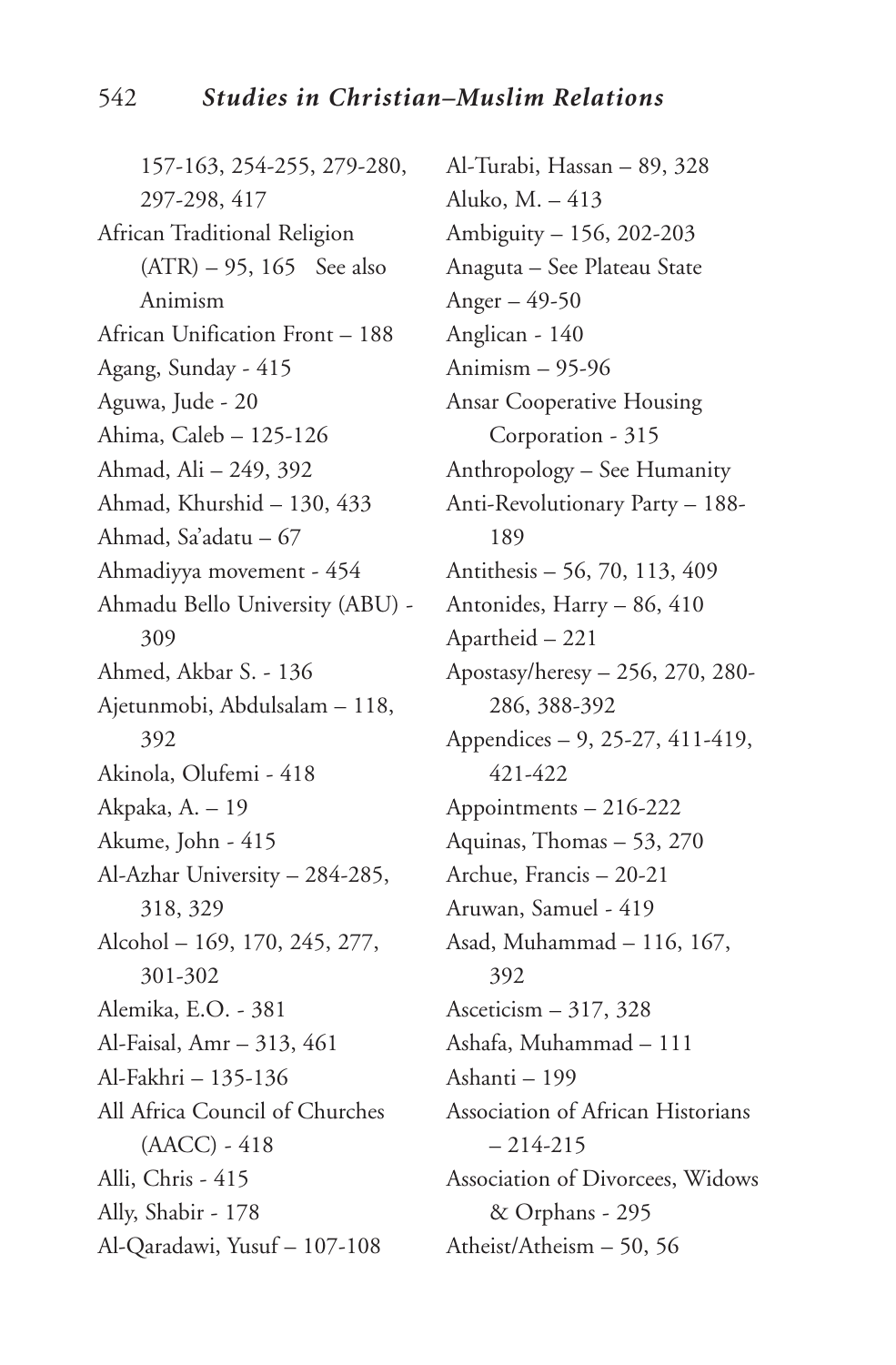157-163, 254-255, 279-280, 297-298, 417

African Traditional Religion (ATR) – 95, 165 See also Animism

African Unification Front – 188

Agang, Sunday - 415

Aguwa, Jude - 20

Ahima, Caleb – 125-126

Ahmad, Ali – 249, 392

Ahmad, Khurshid – 130, 433

Ahmad, Sa'adatu – 67

Ahmadiyya movement - 454

Ahmadu Bello University (ABU) - 309

Ahmed, Akbar S. - 136

Ajetunmobi, Abdulsalam – 118, 392

Akinola, Olufemi - 418

Akpaka, A. – 19

Akume, John - 415

Al-Azhar University – 284-285, 318, 329

Alcohol – 169, 170, 245, 277, 301-302

Alemika, E.O. - 381

Al-Faisal, Amr – 313, 461

Al-Fakhri – 135-136

All Africa Council of Churches (AACC) - 418

Alli, Chris - 415

Ally, Shabir - 178

Al-Qaradawi, Yusuf – 107-108

Al-Turabi, Hassan – 89, 328

Aluko, M. – 413

Ambiguity – 156, 202-203

Anaguta – See Plateau State

Anger – 49-50

Anglican - 140

Animism – 95-96

Ansar Cooperative Housing Corporation - 315

Anthropology – See Humanity

Anti-Revolutionary Party – 188-189

Antithesis – 56, 70, 113, 409

Antonides, Harry – 86, 410

Apartheid – 221

Apostasy/heresy – 256, 270, 280-286, 388-392

Appendices – 9, 25-27, 411-419, 421-422

Appointments – 216-222

Aquinas, Thomas – 53, 270

Archue, Francis – 20-21

Aruwan, Samuel - 419

Asad, Muhammad – 116, 167, 392

Asceticism – 317, 328

Ashafa, Muhammad – 111

Ashanti – 199

Association of African Historians – 214-215

Association of Divorcees, Widows & Orphans - 295

Atheist/Atheism – 50, 56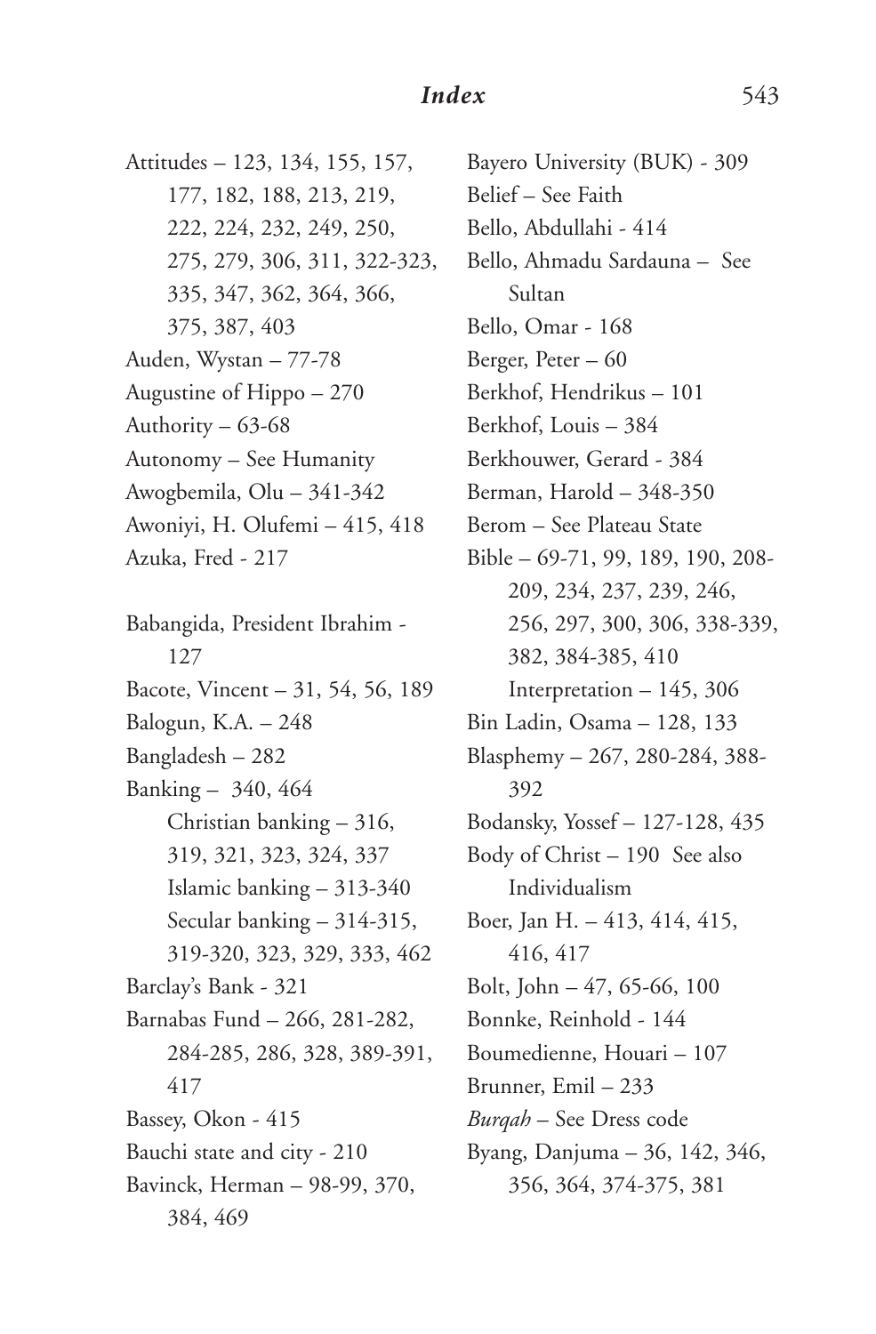Attitudes – 123, 134, 155, 157, 177, 182, 188, 213, 219, 222, 224, 232, 249, 250, 275, 279, 306, 311, 322-323, 335, 347, 362, 364, 366, 375, 387, 403

Auden, Wystan – 77-78

Augustine of Hippo – 270

Authority – 63-68

Autonomy – See Humanity

Awogbemila, Olu – 341-342

Awoniyi, H. Olufemi – 415, 418

Azuka, Fred - 217

Babangida, President Ibrahim - 127

Bacote, Vincent – 31, 54, 56, 189

Balogun, K.A. – 248

Bangladesh – 282

Banking – 340, 464
- Christian banking – 316, 319, 321, 323, 324, 337
- Islamic banking – 313-340
- Secular banking – 314-315, 319-320, 323, 329, 333, 462

Barclay's Bank - 321

Barnabas Fund – 266, 281-282, 284-285, 286, 328, 389-391, 417

Bassey, Okon - 415

Bauchi state and city - 210

Bavinck, Herman – 98-99, 370, 384, 469

Bayero University (BUK) - 309

Belief – See Faith

Bello, Abdullahi - 414

Bello, Ahmadu Sardauna – See Sultan

Bello, Omar - 168

Berger, Peter – 60

Berkhof, Hendrikus – 101

Berkhof, Louis – 384

Berkhouwer, Gerard - 384

Berman, Harold – 348-350

Berom – See Plateau State

Bible – 69-71, 99, 189, 190, 208-209, 234, 237, 239, 246, 256, 297, 300, 306, 338-339, 382, 384-385, 410
- Interpretation – 145, 306

Bin Ladin, Osama – 128, 133

Blasphemy – 267, 280-284, 388-392

Bodansky, Yossef – 127-128, 435

Body of Christ – 190 See also Individualism

Boer, Jan H. – 413, 414, 415, 416, 417

Bolt, John – 47, 65-66, 100

Bonnke, Reinhold - 144

Boumedienne, Houari – 107

Brunner, Emil – 233

*Burqah* – See Dress code

Byang, Danjuma – 36, 142, 346, 356, 364, 374-375, 381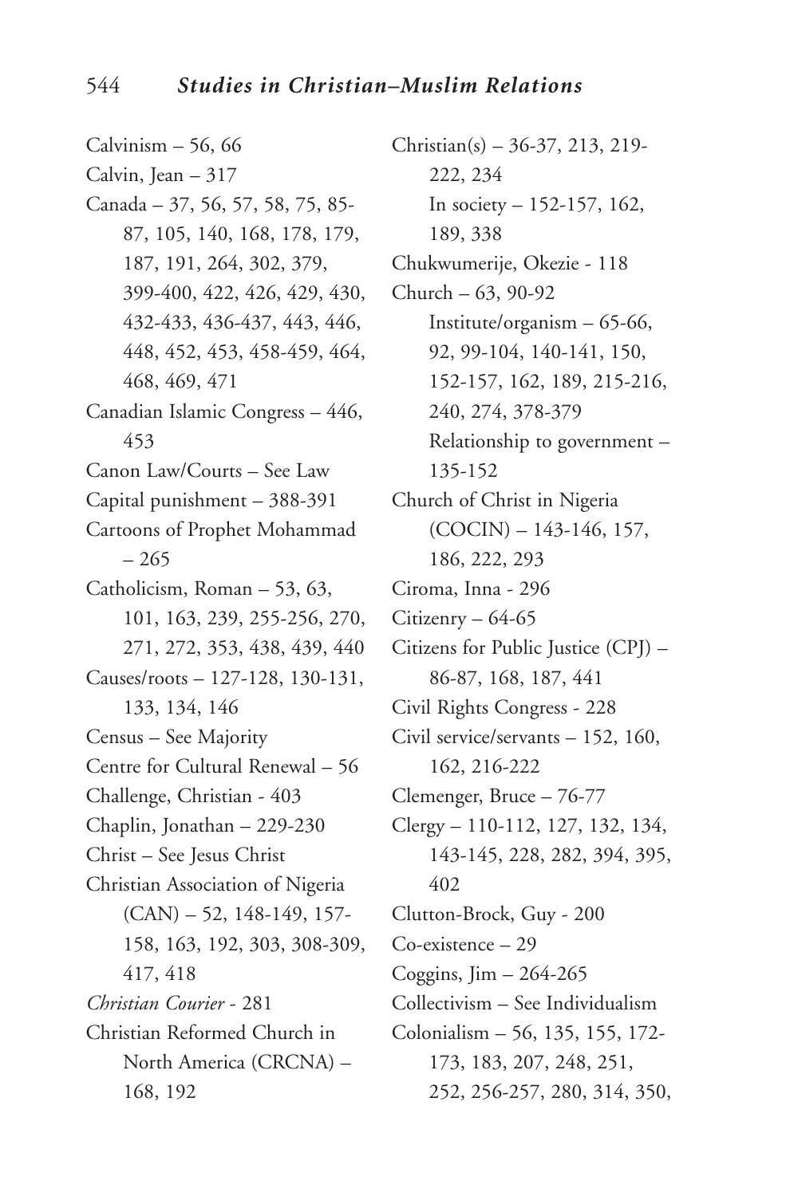Calvinism – 56, 66

Calvin, Jean – 317

Canada – 37, 56, 57, 58, 75, 85-87, 105, 140, 168, 178, 179, 187, 191, 264, 302, 379, 399-400, 422, 426, 429, 430, 432-433, 436-437, 443, 446, 448, 452, 453, 458-459, 464, 468, 469, 471

Canadian Islamic Congress – 446, 453

Canon Law/Courts – See Law

Capital punishment – 388-391

Cartoons of Prophet Mohammad – 265

Catholicism, Roman – 53, 63, 101, 163, 239, 255-256, 270, 271, 272, 353, 438, 439, 440

Causes/roots – 127-128, 130-131, 133, 134, 146

Census – See Majority

Centre for Cultural Renewal – 56

Challenge, Christian - 403

Chaplin, Jonathan – 229-230

Christ – See Jesus Christ

Christian Association of Nigeria (CAN) – 52, 148-149, 157-158, 163, 192, 303, 308-309, 417, 418

*Christian Courier* - 281

Christian Reformed Church in North America (CRCNA) – 168, 192

Christian(s) – 36-37, 213, 219-222, 234
- In society – 152-157, 162, 189, 338

Chukwumerije, Okezie - 118

Church – 63, 90-92
- Institute/organism – 65-66, 92, 99-104, 140-141, 150, 152-157, 162, 189, 215-216, 240, 274, 378-379
- Relationship to government – 135-152

Church of Christ in Nigeria (COCIN) – 143-146, 157, 186, 222, 293

Ciroma, Inna - 296

Citizenry – 64-65

Citizens for Public Justice (CPJ) – 86-87, 168, 187, 441

Civil Rights Congress - 228

Civil service/servants – 152, 160, 162, 216-222

Clemenger, Bruce – 76-77

Clergy – 110-112, 127, 132, 134, 143-145, 228, 282, 394, 395, 402

Clutton-Brock, Guy - 200

Co-existence – 29

Coggins, Jim – 264-265

Collectivism – See Individualism

Colonialism – 56, 135, 155, 172-173, 183, 207, 248, 251, 252, 256-257, 280, 314, 350,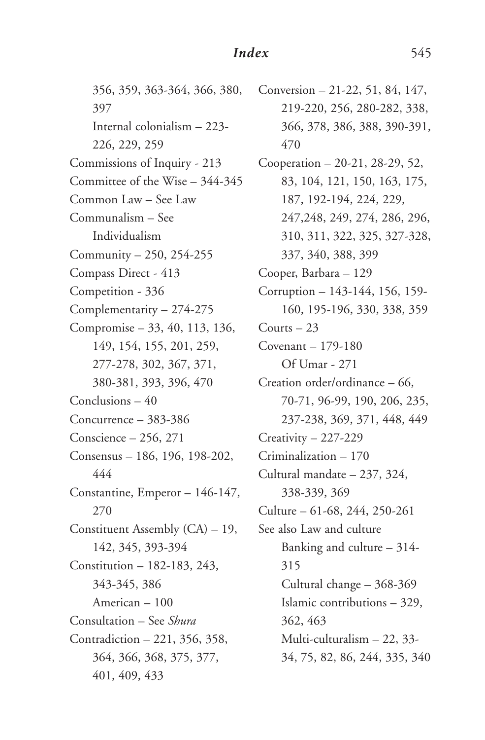356, 359, 363-364, 366, 380, 397

Internal colonialism – 223-226, 229, 259

Commissions of Inquiry - 213

Committee of the Wise – 344-345

Common Law – See Law

Communalism – See Individualism

Community – 250, 254-255

Compass Direct - 413

Competition - 336

Complementarity – 274-275

Compromise – 33, 40, 113, 136, 149, 154, 155, 201, 259, 277-278, 302, 367, 371, 380-381, 393, 396, 470

Conclusions – 40

Concurrence – 383-386

Conscience – 256, 271

Consensus – 186, 196, 198-202, 444

Constantine, Emperor – 146-147, 270

Constituent Assembly (CA) – 19, 142, 345, 393-394

Constitution – 182-183, 243, 343-345, 386

American – 100

Consultation – See *Shura*

Contradiction – 221, 356, 358, 364, 366, 368, 375, 377, 401, 409, 433

Conversion – 21-22, 51, 84, 147, 219-220, 256, 280-282, 338, 366, 378, 386, 388, 390-391, 470

Cooperation – 20-21, 28-29, 52, 83, 104, 121, 150, 163, 175, 187, 192-194, 224, 229, 247,248, 249, 274, 286, 296, 310, 311, 322, 325, 327-328, 337, 340, 388, 399

Cooper, Barbara – 129

Corruption – 143-144, 156, 159-160, 195-196, 330, 338, 359

Courts – 23

Covenant – 179-180

Of Umar - 271

Creation order/ordinance – 66, 70-71, 96-99, 190, 206, 235, 237-238, 369, 371, 448, 449

Creativity – 227-229

Criminalization – 170

Cultural mandate – 237, 324, 338-339, 369

Culture – 61-68, 244, 250-261

See also Law and culture

Banking and culture – 314-315

Cultural change – 368-369

Islamic contributions – 329, 362, 463

Multi-culturalism – 22, 33-34, 75, 82, 86, 244, 335, 340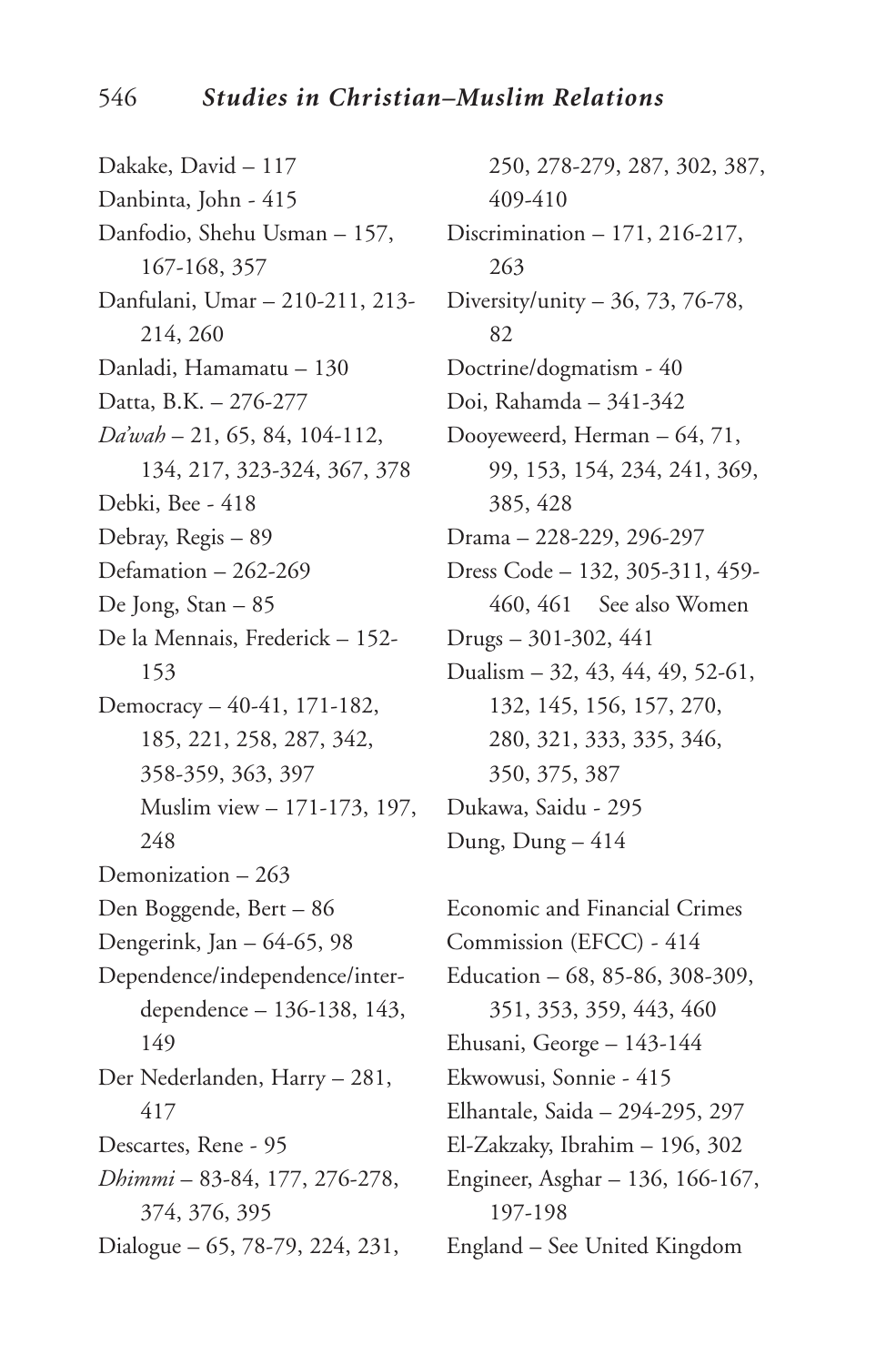Dakake, David – 117
Danbinta, John - 415
Danfodio, Shehu Usman – 157, 167-168, 357
Danfulani, Umar – 210-211, 213-214, 260
Danladi, Hamamatu – 130
Datta, B.K. – 276-277
*Da'wah* – 21, 65, 84, 104-112, 134, 217, 323-324, 367, 378
Debki, Bee - 418
Debray, Regis – 89
Defamation – 262-269
De Jong, Stan – 85
De la Mennais, Frederick – 152-153
Democracy – 40-41, 171-182, 185, 221, 258, 287, 342, 358-359, 363, 397
 Muslim view – 171-173, 197, 248
Demonization – 263
Den Boggende, Bert – 86
Dengerink, Jan – 64-65, 98
Dependence/independence/interdependence – 136-138, 143, 149
Der Nederlanden, Harry – 281, 417
Descartes, Rene - 95
*Dhimmi* – 83-84, 177, 276-278, 374, 376, 395
Dialogue – 65, 78-79, 224, 231, 250, 278-279, 287, 302, 387, 409-410
Discrimination – 171, 216-217, 263
Diversity/unity – 36, 73, 76-78, 82
Doctrine/dogmatism - 40
Doi, Rahamda – 341-342
Dooyeweerd, Herman – 64, 71, 99, 153, 154, 234, 241, 369, 385, 428
Drama – 228-229, 296-297
Dress Code – 132, 305-311, 459-460, 461 See also Women
Drugs – 301-302, 441
Dualism – 32, 43, 44, 49, 52-61, 132, 145, 156, 157, 270, 280, 321, 333, 335, 346, 350, 375, 387
Dukawa, Saidu - 295
Dung, Dung – 414

Economic and Financial Crimes Commission (EFCC) - 414
Education – 68, 85-86, 308-309, 351, 353, 359, 443, 460
Ehusani, George – 143-144
Ekwowusi, Sonnie - 415
Elhantale, Saida – 294-295, 297
El-Zakzaky, Ibrahim – 196, 302
Engineer, Asghar – 136, 166-167, 197-198
England – See United Kingdom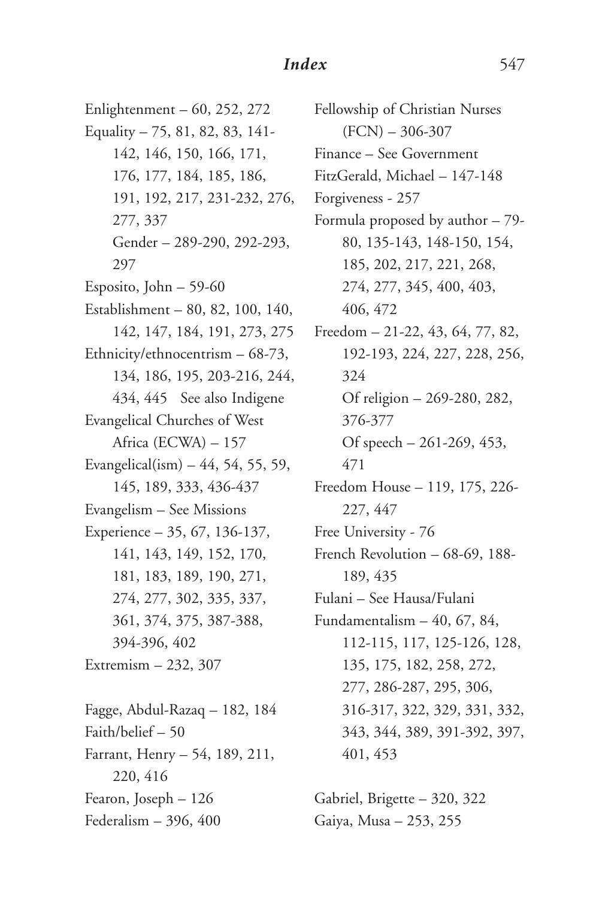Enlightenment – 60, 252, 272
Equality – 75, 81, 82, 83, 141-142, 146, 150, 166, 171, 176, 177, 184, 185, 186, 191, 192, 217, 231-232, 276, 277, 337
    Gender – 289-290, 292-293, 297
Esposito, John – 59-60
Establishment – 80, 82, 100, 140, 142, 147, 184, 191, 273, 275
Ethnicity/ethnocentrism – 68-73, 134, 186, 195, 203-216, 244, 434, 445 See also Indigene
Evangelical Churches of West Africa (ECWA) – 157
Evangelical(ism) – 44, 54, 55, 59, 145, 189, 333, 436-437
Evangelism – See Missions
Experience – 35, 67, 136-137, 141, 143, 149, 152, 170, 181, 183, 189, 190, 271, 274, 277, 302, 335, 337, 361, 374, 375, 387-388, 394-396, 402
Extremism – 232, 307

Fagge, Abdul-Razaq – 182, 184
Faith/belief – 50
Farrant, Henry – 54, 189, 211, 220, 416
Fearon, Joseph – 126
Federalism – 396, 400
Fellowship of Christian Nurses (FCN) – 306-307
Finance – See Government
FitzGerald, Michael – 147-148
Forgiveness - 257
Formula proposed by author – 79-80, 135-143, 148-150, 154, 185, 202, 217, 221, 268, 274, 277, 345, 400, 403, 406, 472
Freedom – 21-22, 43, 64, 77, 82, 192-193, 224, 227, 228, 256, 324
    Of religion – 269-280, 282, 376-377
    Of speech – 261-269, 453, 471
Freedom House – 119, 175, 226-227, 447
Free University - 76
French Revolution – 68-69, 188-189, 435
Fulani – See Hausa/Fulani
Fundamentalism – 40, 67, 84, 112-115, 117, 125-126, 128, 135, 175, 182, 258, 272, 277, 286-287, 295, 306, 316-317, 322, 329, 331, 332, 343, 344, 389, 391-392, 397, 401, 453

Gabriel, Brigette – 320, 322
Gaiya, Musa – 253, 255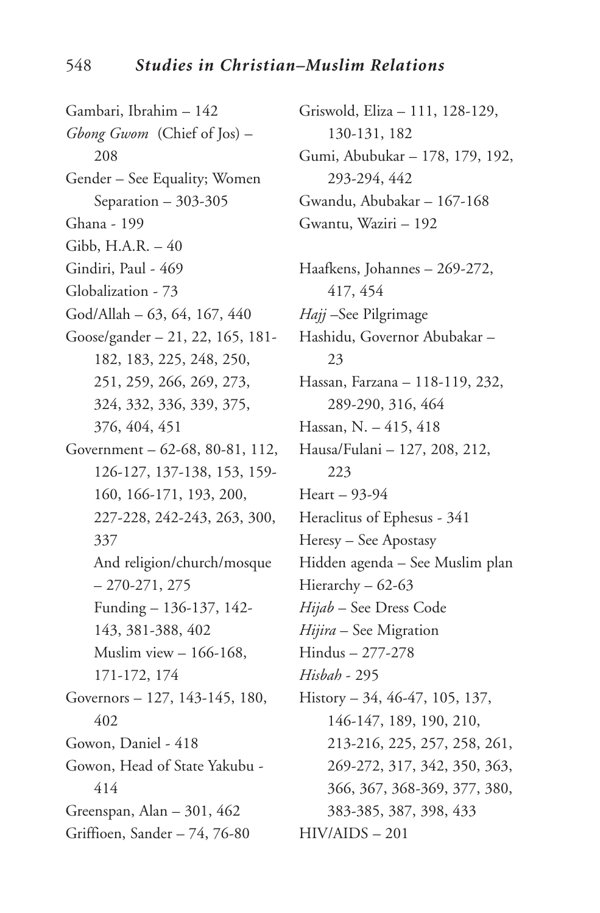Gambari, Ibrahim – 142
*Gbong Gwom* (Chief of Jos) – 208
Gender – See Equality; Women
 Separation – 303-305
Ghana - 199
Gibb, H.A.R. – 40
Gindiri, Paul - 469
Globalization - 73
God/Allah – 63, 64, 167, 440
Goose/gander – 21, 22, 165, 181-182, 183, 225, 248, 250, 251, 259, 266, 269, 273, 324, 332, 336, 339, 375, 376, 404, 451
Government – 62-68, 80-81, 112, 126-127, 137-138, 153, 159-160, 166-171, 193, 200, 227-228, 242-243, 263, 300, 337
 And religion/church/mosque – 270-271, 275
 Funding – 136-137, 142-143, 381-388, 402
 Muslim view – 166-168, 171-172, 174
Governors – 127, 143-145, 180, 402
Gowon, Daniel - 418
Gowon, Head of State Yakubu - 414
Greenspan, Alan – 301, 462
Griffioen, Sander – 74, 76-80
Griswold, Eliza – 111, 128-129, 130-131, 182
Gumi, Abubukar – 178, 179, 192, 293-294, 442
Gwandu, Abubakar – 167-168
Gwantu, Waziri – 192

Haafkens, Johannes – 269-272, 417, 454
*Hajj* –See Pilgrimage
Hashidu, Governor Abubakar – 23
Hassan, Farzana – 118-119, 232, 289-290, 316, 464
Hassan, N. – 415, 418
Hausa/Fulani – 127, 208, 212, 223
Heart – 93-94
Heraclitus of Ephesus - 341
Heresy – See Apostasy
Hidden agenda – See Muslim plan
Hierarchy – 62-63
*Hijab* – See Dress Code
*Hijira* – See Migration
Hindus – 277-278
*Hisbah* - 295
History – 34, 46-47, 105, 137, 146-147, 189, 190, 210, 213-216, 225, 257, 258, 261, 269-272, 317, 342, 350, 363, 366, 367, 368-369, 377, 380, 383-385, 387, 398, 433
HIV/AIDS – 201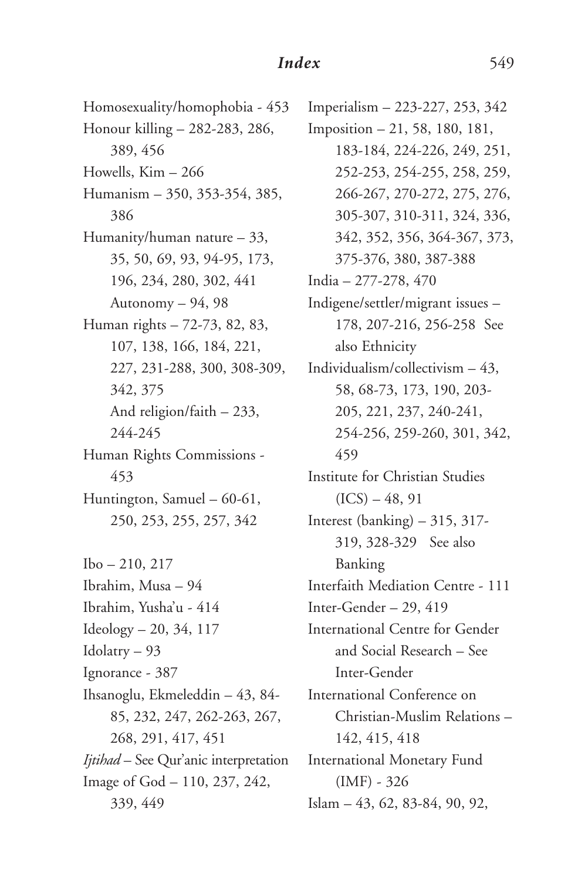Homosexuality/homophobia - 453
Honour killing – 282-283, 286, 389, 456
Howells, Kim – 266
Humanism – 350, 353-354, 385, 386
Humanity/human nature – 33, 35, 50, 69, 93, 94-95, 173, 196, 234, 280, 302, 441
    Autonomy – 94, 98
Human rights – 72-73, 82, 83, 107, 138, 166, 184, 221, 227, 231-288, 300, 308-309, 342, 375
    And religion/faith – 233, 244-245
Human Rights Commissions - 453
Huntington, Samuel – 60-61, 250, 253, 255, 257, 342

Ibo – 210, 217
Ibrahim, Musa – 94
Ibrahim, Yusha'u - 414
Ideology – 20, 34, 117
Idolatry – 93
Ignorance - 387
Ihsanoglu, Ekmeleddin – 43, 84-85, 232, 247, 262-263, 267, 268, 291, 417, 451
*Ijtihad* – See Qur'anic interpretation
Image of God – 110, 237, 242, 339, 449
Imperialism – 223-227, 253, 342
Imposition – 21, 58, 180, 181, 183-184, 224-226, 249, 251, 252-253, 254-255, 258, 259, 266-267, 270-272, 275, 276, 305-307, 310-311, 324, 336, 342, 352, 356, 364-367, 373, 375-376, 380, 387-388
India – 277-278, 470
Indigene/settler/migrant issues – 178, 207-216, 256-258 See also Ethnicity
Individualism/collectivism – 43, 58, 68-73, 173, 190, 203-205, 221, 237, 240-241, 254-256, 259-260, 301, 342, 459
Institute for Christian Studies (ICS) – 48, 91
Interest (banking) – 315, 317-319, 328-329 See also Banking
Interfaith Mediation Centre - 111
Inter-Gender – 29, 419
International Centre for Gender and Social Research – See Inter-Gender
International Conference on Christian-Muslim Relations – 142, 415, 418
International Monetary Fund (IMF) - 326
Islam – 43, 62, 83-84, 90, 92,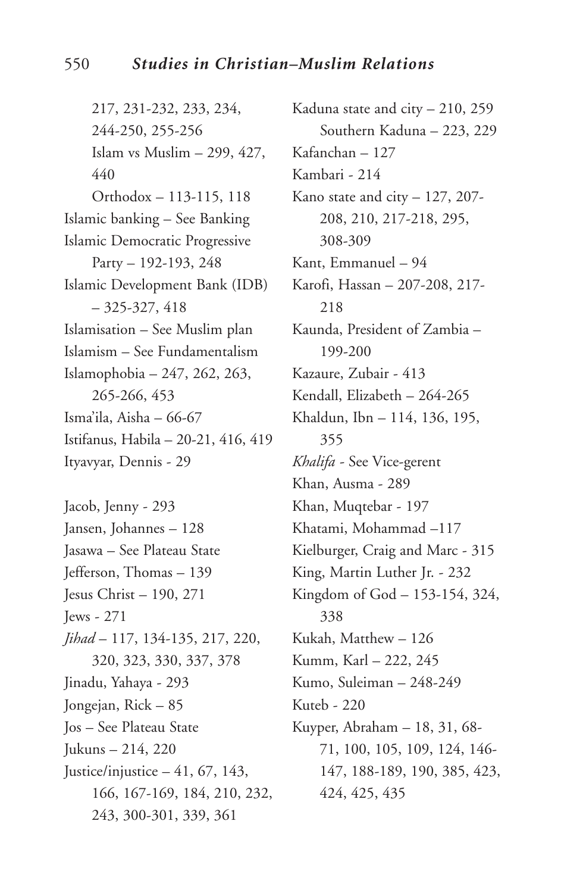217, 231-232, 233, 234, 244-250, 255-256
    Islam vs Muslim – 299, 427, 440
    Orthodox – 113-115, 118

Islamic banking – See Banking
Islamic Democratic Progressive Party – 192-193, 248
Islamic Development Bank (IDB) – 325-327, 418
Islamisation – See Muslim plan
Islamism – See Fundamentalism
Islamophobia – 247, 262, 263, 265-266, 453
Isma'ila, Aisha – 66-67
Istifanus, Habila – 20-21, 416, 419
Ityavyar, Dennis - 29

Jacob, Jenny - 293
Jansen, Johannes – 128
Jasawa – See Plateau State
Jefferson, Thomas – 139
Jesus Christ – 190, 271
Jews - 271
*Jihad* – 117, 134-135, 217, 220, 320, 323, 330, 337, 378
Jinadu, Yahaya - 293
Jongejan, Rick – 85
Jos – See Plateau State
Jukuns – 214, 220
Justice/injustice – 41, 67, 143, 166, 167-169, 184, 210, 232, 243, 300-301, 339, 361

Kaduna state and city – 210, 259
    Southern Kaduna – 223, 229

Kafanchan – 127
Kambari - 214
Kano state and city – 127, 207-208, 210, 217-218, 295, 308-309
Kant, Emmanuel – 94
Karofi, Hassan – 207-208, 217-218
Kaunda, President of Zambia – 199-200
Kazaure, Zubair - 413
Kendall, Elizabeth – 264-265
Khaldun, Ibn – 114, 136, 195, 355
*Khalifa* - See Vice-gerent
Khan, Ausma - 289
Khan, Muqtebar - 197
Khatami, Mohammad –117
Kielburger, Craig and Marc - 315
King, Martin Luther Jr. - 232
Kingdom of God – 153-154, 324, 338
Kukah, Matthew – 126
Kumm, Karl – 222, 245
Kumo, Suleiman – 248-249
Kuteb - 220
Kuyper, Abraham – 18, 31, 68-71, 100, 105, 109, 124, 146-147, 188-189, 190, 385, 423, 424, 425, 435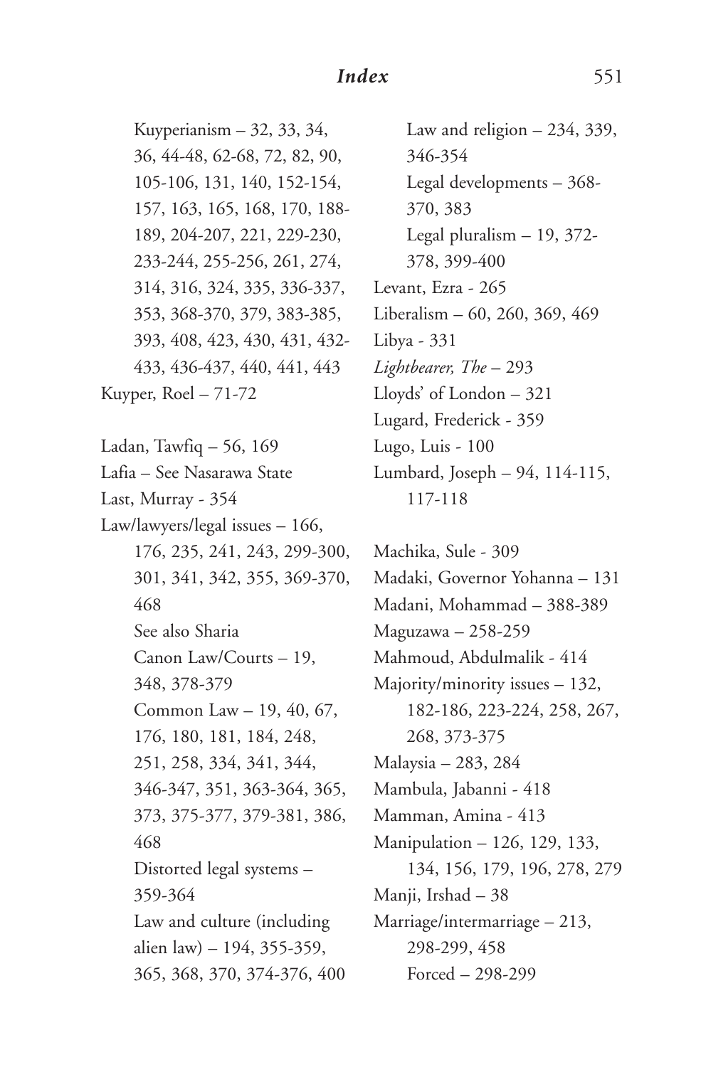Kuyperianism – 32, 33, 34, 36, 44-48, 62-68, 72, 82, 90, 105-106, 131, 140, 152-154, 157, 163, 165, 168, 170, 188-189, 204-207, 221, 229-230, 233-244, 255-256, 261, 274, 314, 316, 324, 335, 336-337, 353, 368-370, 379, 383-385, 393, 408, 423, 430, 431, 432-433, 436-437, 440, 441, 443

Kuyper, Roel – 71-72

Ladan, Tawfiq – 56, 169

Lafia – See Nasarawa State

Last, Murray - 354

Law/lawyers/legal issues – 166, 176, 235, 241, 243, 299-300, 301, 341, 342, 355, 369-370, 468
- See also Sharia
- Canon Law/Courts – 19, 348, 378-379
- Common Law – 19, 40, 67, 176, 180, 181, 184, 248, 251, 258, 334, 341, 344, 346-347, 351, 363-364, 365, 373, 375-377, 379-381, 386, 468
- Distorted legal systems – 359-364
- Law and culture (including alien law) – 194, 355-359, 365, 368, 370, 374-376, 400
- Law and religion – 234, 339, 346-354
- Legal developments – 368-370, 383
- Legal pluralism – 19, 372-378, 399-400

Levant, Ezra - 265

Liberalism – 60, 260, 369, 469

Libya - 331

*Lightbearer, The* – 293

Lloyds' of London – 321

Lugard, Frederick - 359

Lugo, Luis - 100

Lumbard, Joseph – 94, 114-115, 117-118

Machika, Sule - 309

Madaki, Governor Yohanna – 131

Madani, Mohammad – 388-389

Maguzawa – 258-259

Mahmoud, Abdulmalik - 414

Majority/minority issues – 132, 182-186, 223-224, 258, 267, 268, 373-375

Malaysia – 283, 284

Mambula, Jabanni - 418

Mamman, Amina - 413

Manipulation – 126, 129, 133, 134, 156, 179, 196, 278, 279

Manji, Irshad – 38

Marriage/intermarriage – 213, 298-299, 458
- Forced – 298-299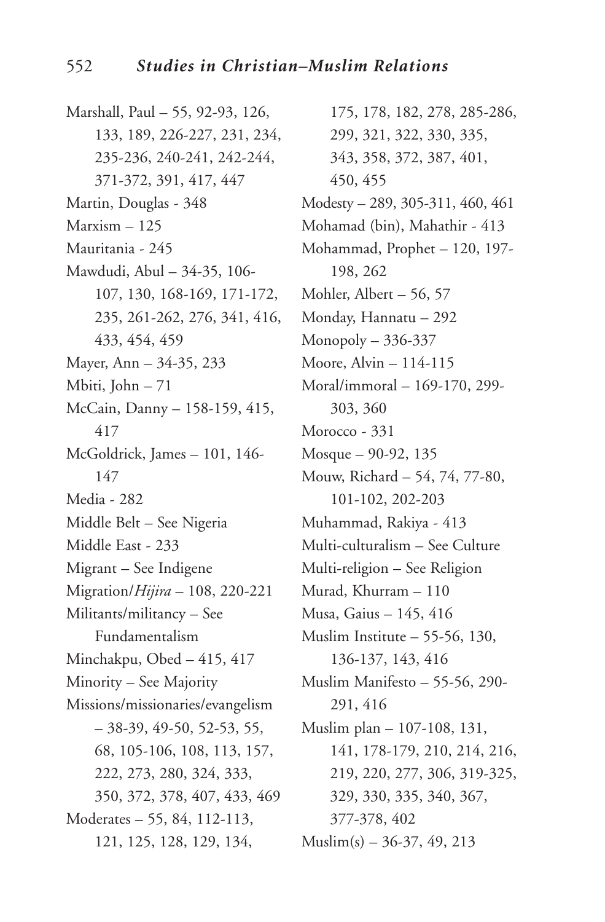Marshall, Paul – 55, 92-93, 126, 133, 189, 226-227, 231, 234, 235-236, 240-241, 242-244, 371-372, 391, 417, 447

Martin, Douglas - 348

Marxism – 125

Mauritania - 245

Mawdudi, Abul – 34-35, 106-107, 130, 168-169, 171-172, 235, 261-262, 276, 341, 416, 433, 454, 459

Mayer, Ann – 34-35, 233

Mbiti, John – 71

McCain, Danny – 158-159, 415, 417

McGoldrick, James – 101, 146-147

Media - 282

Middle Belt – See Nigeria

Middle East - 233

Migrant – See Indigene

Migration/*Hijira* – 108, 220-221

Militants/militancy – See Fundamentalism

Minchakpu, Obed – 415, 417

Minority – See Majority

Missions/missionaries/evangelism – 38-39, 49-50, 52-53, 55, 68, 105-106, 108, 113, 157, 222, 273, 280, 324, 333, 350, 372, 378, 407, 433, 469

Moderates – 55, 84, 112-113, 121, 125, 128, 129, 134, 175, 178, 182, 278, 285-286, 299, 321, 322, 330, 335, 343, 358, 372, 387, 401, 450, 455

Modesty – 289, 305-311, 460, 461

Mohamad (bin), Mahathir - 413

Mohammad, Prophet – 120, 197-198, 262

Mohler, Albert – 56, 57

Monday, Hannatu – 292

Monopoly – 336-337

Moore, Alvin – 114-115

Moral/immoral – 169-170, 299-303, 360

Morocco - 331

Mosque – 90-92, 135

Mouw, Richard – 54, 74, 77-80, 101-102, 202-203

Muhammad, Rakiya - 413

Multi-culturalism – See Culture

Multi-religion – See Religion

Murad, Khurram – 110

Musa, Gaius – 145, 416

Muslim Institute – 55-56, 130, 136-137, 143, 416

Muslim Manifesto – 55-56, 290-291, 416

Muslim plan – 107-108, 131, 141, 178-179, 210, 214, 216, 219, 220, 277, 306, 319-325, 329, 330, 335, 340, 367, 377-378, 402

Muslim(s) – 36-37, 49, 213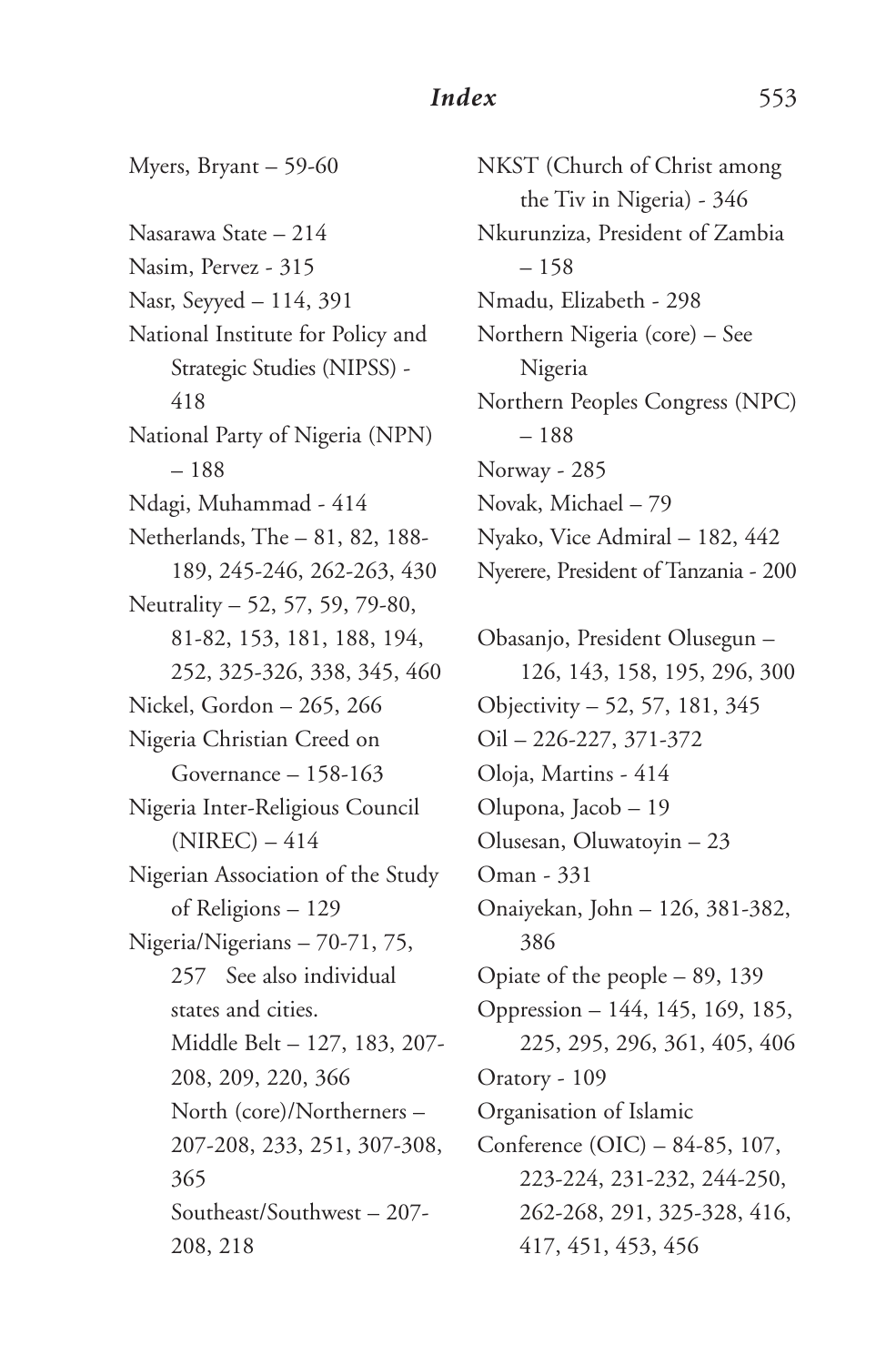Myers, Bryant – 59-60

Nasarawa State – 214
Nasim, Pervez - 315
Nasr, Seyyed – 114, 391
National Institute for Policy and Strategic Studies (NIPSS) - 418
National Party of Nigeria (NPN) – 188
Ndagi, Muhammad - 414
Netherlands, The – 81, 82, 188-189, 245-246, 262-263, 430
Neutrality – 52, 57, 59, 79-80, 81-82, 153, 181, 188, 194, 252, 325-326, 338, 345, 460
Nickel, Gordon – 265, 266
Nigeria Christian Creed on Governance – 158-163
Nigeria Inter-Religious Council (NIREC) – 414
Nigerian Association of the Study of Religions – 129
Nigeria/Nigerians – 70-71, 75, 257 See also individual states and cities.
  Middle Belt – 127, 183, 207-208, 209, 220, 366
  North (core)/Northerners – 207-208, 233, 251, 307-308, 365
  Southeast/Southwest – 207-208, 218
NKST (Church of Christ among the Tiv in Nigeria) - 346
Nkurunziza, President of Zambia – 158
Nmadu, Elizabeth - 298
Northern Nigeria (core) – See Nigeria
Northern Peoples Congress (NPC) – 188
Norway - 285
Novak, Michael – 79
Nyako, Vice Admiral – 182, 442
Nyerere, President of Tanzania - 200

Obasanjo, President Olusegun – 126, 143, 158, 195, 296, 300
Objectivity – 52, 57, 181, 345
Oil – 226-227, 371-372
Oloja, Martins - 414
Olupona, Jacob – 19
Olusesan, Oluwatoyin – 23
Oman - 331
Onaiyekan, John – 126, 381-382, 386
Opiate of the people – 89, 139
Oppression – 144, 145, 169, 185, 225, 295, 296, 361, 405, 406
Oratory - 109
Organisation of Islamic Conference (OIC) – 84-85, 107, 223-224, 231-232, 244-250, 262-268, 291, 325-328, 416, 417, 451, 453, 456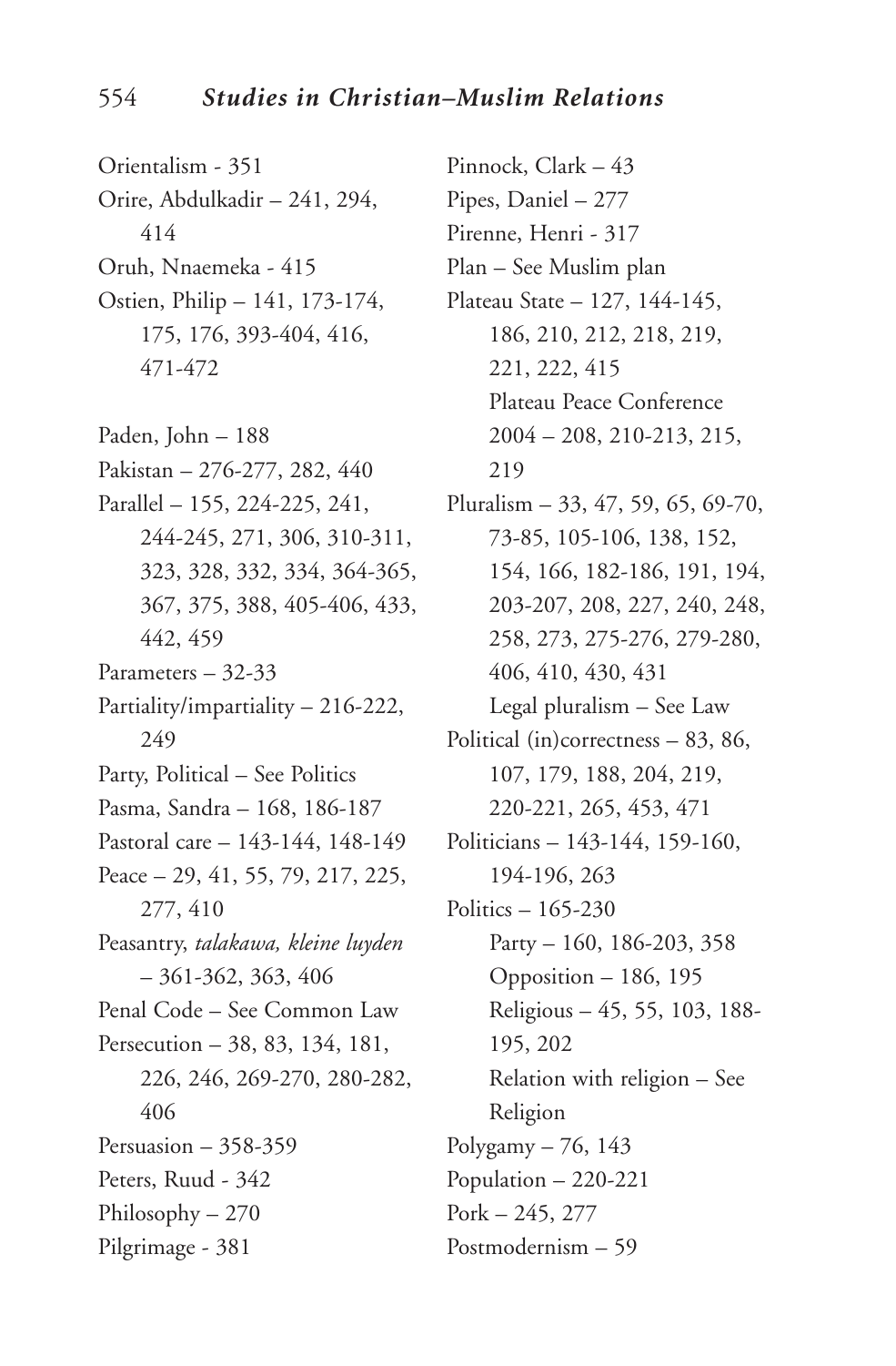Orientalism - 351
Orire, Abdulkadir – 241, 294, 414
Oruh, Nnaemeka - 415
Ostien, Philip – 141, 173-174, 175, 176, 393-404, 416, 471-472

Paden, John – 188
Pakistan – 276-277, 282, 440
Parallel – 155, 224-225, 241, 244-245, 271, 306, 310-311, 323, 328, 332, 334, 364-365, 367, 375, 388, 405-406, 433, 442, 459
Parameters – 32-33
Partiality/impartiality – 216-222, 249
Party, Political – See Politics
Pasma, Sandra – 168, 186-187
Pastoral care – 143-144, 148-149
Peace – 29, 41, 55, 79, 217, 225, 277, 410
Peasantry, *talakawa, kleine luyden* – 361-362, 363, 406
Penal Code – See Common Law
Persecution – 38, 83, 134, 181, 226, 246, 269-270, 280-282, 406
Persuasion – 358-359
Peters, Ruud - 342
Philosophy – 270
Pilgrimage - 381
Pinnock, Clark – 43
Pipes, Daniel – 277
Pirenne, Henri - 317
Plan – See Muslim plan
Plateau State – 127, 144-145, 186, 210, 212, 218, 219, 221, 222, 415
  Plateau Peace Conference 2004 – 208, 210-213, 215, 219
Pluralism – 33, 47, 59, 65, 69-70, 73-85, 105-106, 138, 152, 154, 166, 182-186, 191, 194, 203-207, 208, 227, 240, 248, 258, 273, 275-276, 279-280, 406, 410, 430, 431
  Legal pluralism – See Law
Political (in)correctness – 83, 86, 107, 179, 188, 204, 219, 220-221, 265, 453, 471
Politicians – 143-144, 159-160, 194-196, 263
Politics – 165-230
  Party – 160, 186-203, 358
  Opposition – 186, 195
  Religious – 45, 55, 103, 188-195, 202
  Relation with religion – See Religion
Polygamy – 76, 143
Population – 220-221
Pork – 245, 277
Postmodernism – 59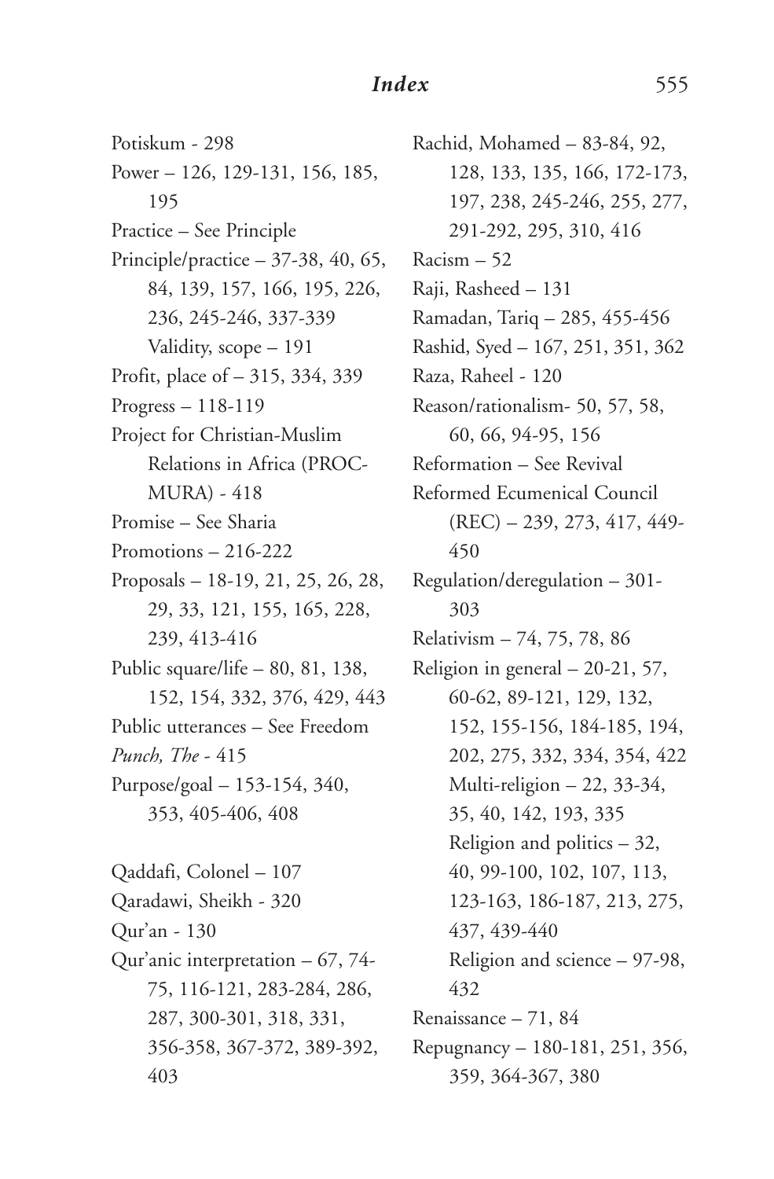Potiskum - 298
Power – 126, 129-131, 156, 185, 195
Practice – See Principle
Principle/practice – 37-38, 40, 65, 84, 139, 157, 166, 195, 226, 236, 245-246, 337-339
  Validity, scope – 191
Profit, place of – 315, 334, 339
Progress – 118-119
Project for Christian-Muslim Relations in Africa (PROCMURA) - 418
Promise – See Sharia
Promotions – 216-222
Proposals – 18-19, 21, 25, 26, 28, 29, 33, 121, 155, 165, 228, 239, 413-416
Public square/life – 80, 81, 138, 152, 154, 332, 376, 429, 443
Public utterances – See Freedom
*Punch, The* - 415
Purpose/goal – 153-154, 340, 353, 405-406, 408

Qaddafi, Colonel – 107
Qaradawi, Sheikh - 320
Qur'an - 130
Qur'anic interpretation – 67, 74-75, 116-121, 283-284, 286, 287, 300-301, 318, 331, 356-358, 367-372, 389-392, 403

Rachid, Mohamed – 83-84, 92, 128, 133, 135, 166, 172-173, 197, 238, 245-246, 255, 277, 291-292, 295, 310, 416
Racism – 52
Raji, Rasheed – 131
Ramadan, Tariq – 285, 455-456
Rashid, Syed – 167, 251, 351, 362
Raza, Raheel - 120
Reason/rationalism- 50, 57, 58, 60, 66, 94-95, 156
Reformation – See Revival
Reformed Ecumenical Council (REC) – 239, 273, 417, 449-450
Regulation/deregulation – 301-303
Relativism – 74, 75, 78, 86
Religion in general – 20-21, 57, 60-62, 89-121, 129, 132, 152, 155-156, 184-185, 194, 202, 275, 332, 334, 354, 422
  Multi-religion – 22, 33-34, 35, 40, 142, 193, 335
  Religion and politics – 32, 40, 99-100, 102, 107, 113, 123-163, 186-187, 213, 275, 437, 439-440
  Religion and science – 97-98, 432
Renaissance – 71, 84
Repugnancy – 180-181, 251, 356, 359, 364-367, 380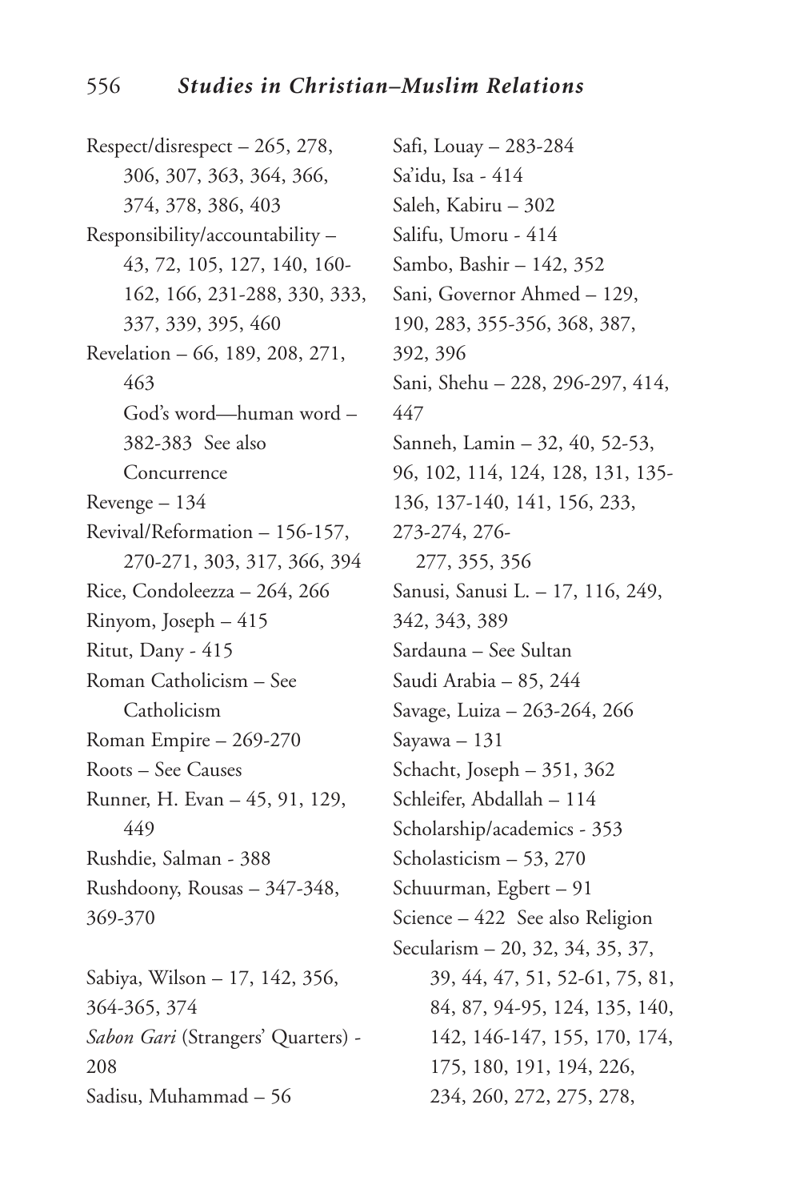Respect/disrespect – 265, 278, 306, 307, 363, 364, 366, 374, 378, 386, 403

Responsibility/accountability – 43, 72, 105, 127, 140, 160-162, 166, 231-288, 330, 333, 337, 339, 395, 460

Revelation – 66, 189, 208, 271, 463
    God's word—human word – 382-383 See also Concurrence

Revenge – 134

Revival/Reformation – 156-157, 270-271, 303, 317, 366, 394

Rice, Condoleezza – 264, 266

Rinyom, Joseph – 415

Ritut, Dany - 415

Roman Catholicism – See Catholicism

Roman Empire – 269-270

Roots – See Causes

Runner, H. Evan – 45, 91, 129, 449

Rushdie, Salman - 388

Rushdoony, Rousas – 347-348, 369-370

Sabiya, Wilson – 17, 142, 356, 364-365, 374

*Sabon Gari* (Strangers' Quarters) - 208

Sadisu, Muhammad – 56

Safi, Louay – 283-284

Sa'idu, Isa - 414

Saleh, Kabiru – 302

Salifu, Umoru - 414

Sambo, Bashir – 142, 352

Sani, Governor Ahmed – 129, 190, 283, 355-356, 368, 387, 392, 396

Sani, Shehu – 228, 296-297, 414, 447

Sanneh, Lamin – 32, 40, 52-53, 96, 102, 114, 124, 128, 131, 135-136, 137-140, 141, 156, 233, 273-274, 276-277, 355, 356

Sanusi, Sanusi L. – 17, 116, 249, 342, 343, 389

Sardauna – See Sultan

Saudi Arabia – 85, 244

Savage, Luiza – 263-264, 266

Sayawa – 131

Schacht, Joseph – 351, 362

Schleifer, Abdallah – 114

Scholarship/academics - 353

Scholasticism – 53, 270

Schuurman, Egbert – 91

Science – 422 See also Religion

Secularism – 20, 32, 34, 35, 37, 39, 44, 47, 51, 52-61, 75, 81, 84, 87, 94-95, 124, 135, 140, 142, 146-147, 155, 170, 174, 175, 180, 191, 194, 226, 234, 260, 272, 275, 278,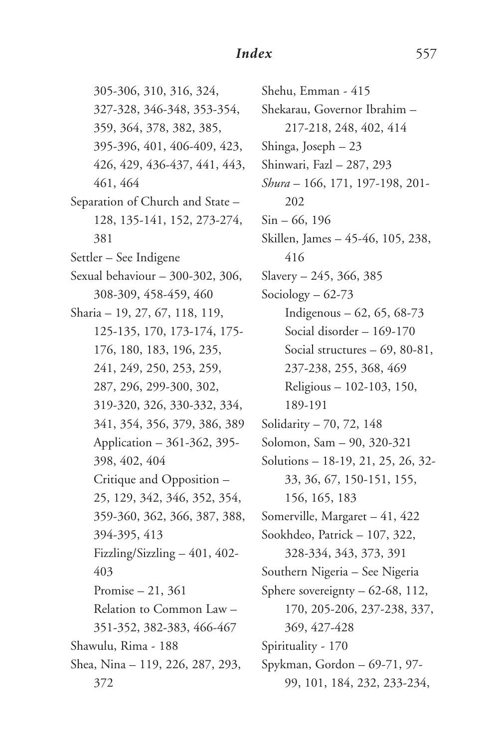305-306, 310, 316, 324, 327-328, 346-348, 353-354, 359, 364, 378, 382, 385, 395-396, 401, 406-409, 423, 426, 429, 436-437, 441, 443, 461, 464

Separation of Church and State – 128, 135-141, 152, 273-274, 381

Settler – See Indigene

Sexual behaviour – 300-302, 306, 308-309, 458-459, 460

Sharia – 19, 27, 67, 118, 119, 125-135, 170, 173-174, 175-176, 180, 183, 196, 235, 241, 249, 250, 253, 259, 287, 296, 299-300, 302, 319-320, 326, 330-332, 334, 341, 354, 356, 379, 386, 389
- Application – 361-362, 395-398, 402, 404
- Critique and Opposition – 25, 129, 342, 346, 352, 354, 359-360, 362, 366, 387, 388, 394-395, 413
- Fizzling/Sizzling – 401, 402-403
- Promise – 21, 361
- Relation to Common Law – 351-352, 382-383, 466-467

Shawulu, Rima - 188

Shea, Nina – 119, 226, 287, 293, 372

Shehu, Emman - 415

Shekarau, Governor Ibrahim – 217-218, 248, 402, 414

Shinga, Joseph – 23

Shinwari, Fazl – 287, 293

*Shura* – 166, 171, 197-198, 201-202

Sin – 66, 196

Skillen, James – 45-46, 105, 238, 416

Slavery – 245, 366, 385

Sociology – 62-73
- Indigenous – 62, 65, 68-73
- Social disorder – 169-170
- Social structures – 69, 80-81, 237-238, 255, 368, 469
- Religious – 102-103, 150, 189-191

Solidarity – 70, 72, 148

Solomon, Sam – 90, 320-321

Solutions – 18-19, 21, 25, 26, 32-33, 36, 67, 150-151, 155, 156, 165, 183

Somerville, Margaret – 41, 422

Sookhdeo, Patrick – 107, 322, 328-334, 343, 373, 391

Southern Nigeria – See Nigeria

Sphere sovereignty – 62-68, 112, 170, 205-206, 237-238, 337, 369, 427-428

Spirituality - 170

Spykman, Gordon – 69-71, 97-99, 101, 184, 232, 233-234,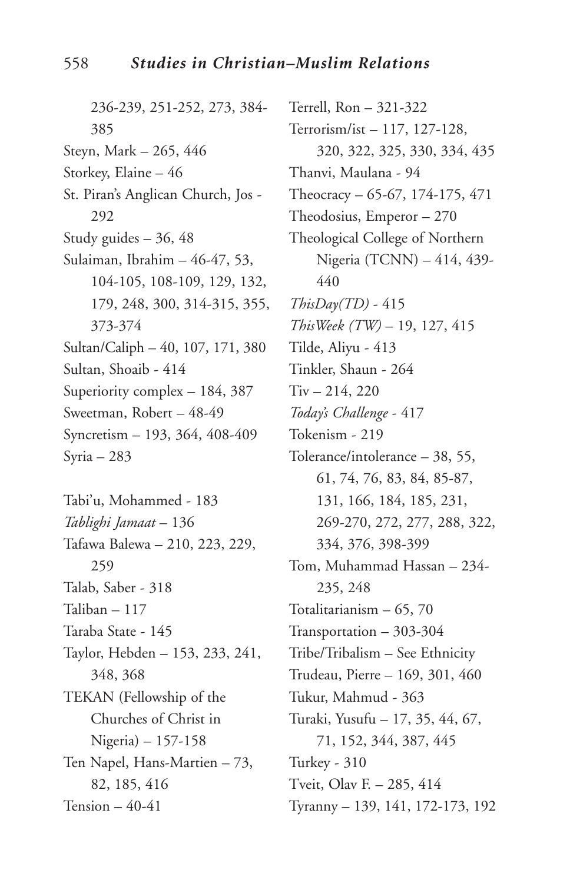236-239, 251-252, 273, 384-385

Steyn, Mark – 265, 446

Storkey, Elaine – 46

St. Piran's Anglican Church, Jos - 292

Study guides – 36, 48

Sulaiman, Ibrahim – 46-47, 53, 104-105, 108-109, 129, 132, 179, 248, 300, 314-315, 355, 373-374

Sultan/Caliph – 40, 107, 171, 380

Sultan, Shoaib - 414

Superiority complex – 184, 387

Sweetman, Robert – 48-49

Syncretism – 193, 364, 408-409

Syria – 283

Tabi'u, Mohammed - 183

*Tablighi Jamaat* – 136

Tafawa Balewa – 210, 223, 229, 259

Talab, Saber - 318

Taliban – 117

Taraba State - 145

Taylor, Hebden – 153, 233, 241, 348, 368

TEKAN (Fellowship of the Churches of Christ in Nigeria) – 157-158

Ten Napel, Hans-Martien – 73, 82, 185, 416

Tension – 40-41

Terrell, Ron – 321-322

Terrorism/ist – 117, 127-128, 320, 322, 325, 330, 334, 435

Thanvi, Maulana - 94

Theocracy – 65-67, 174-175, 471

Theodosius, Emperor – 270

Theological College of Northern Nigeria (TCNN) – 414, 439-440

*ThisDay(TD)* - 415

*ThisWeek (TW)* – 19, 127, 415

Tilde, Aliyu - 413

Tinkler, Shaun - 264

Tiv – 214, 220

*Today's Challenge* - 417

Tokenism - 219

Tolerance/intolerance – 38, 55, 61, 74, 76, 83, 84, 85-87, 131, 166, 184, 185, 231, 269-270, 272, 277, 288, 322, 334, 376, 398-399

Tom, Muhammad Hassan – 234-235, 248

Totalitarianism – 65, 70

Transportation – 303-304

Tribe/Tribalism – See Ethnicity

Trudeau, Pierre – 169, 301, 460

Tukur, Mahmud - 363

Turaki, Yusufu – 17, 35, 44, 67, 71, 152, 344, 387, 445

Turkey - 310

Tveit, Olav F. – 285, 414

Tyranny – 139, 141, 172-173, 192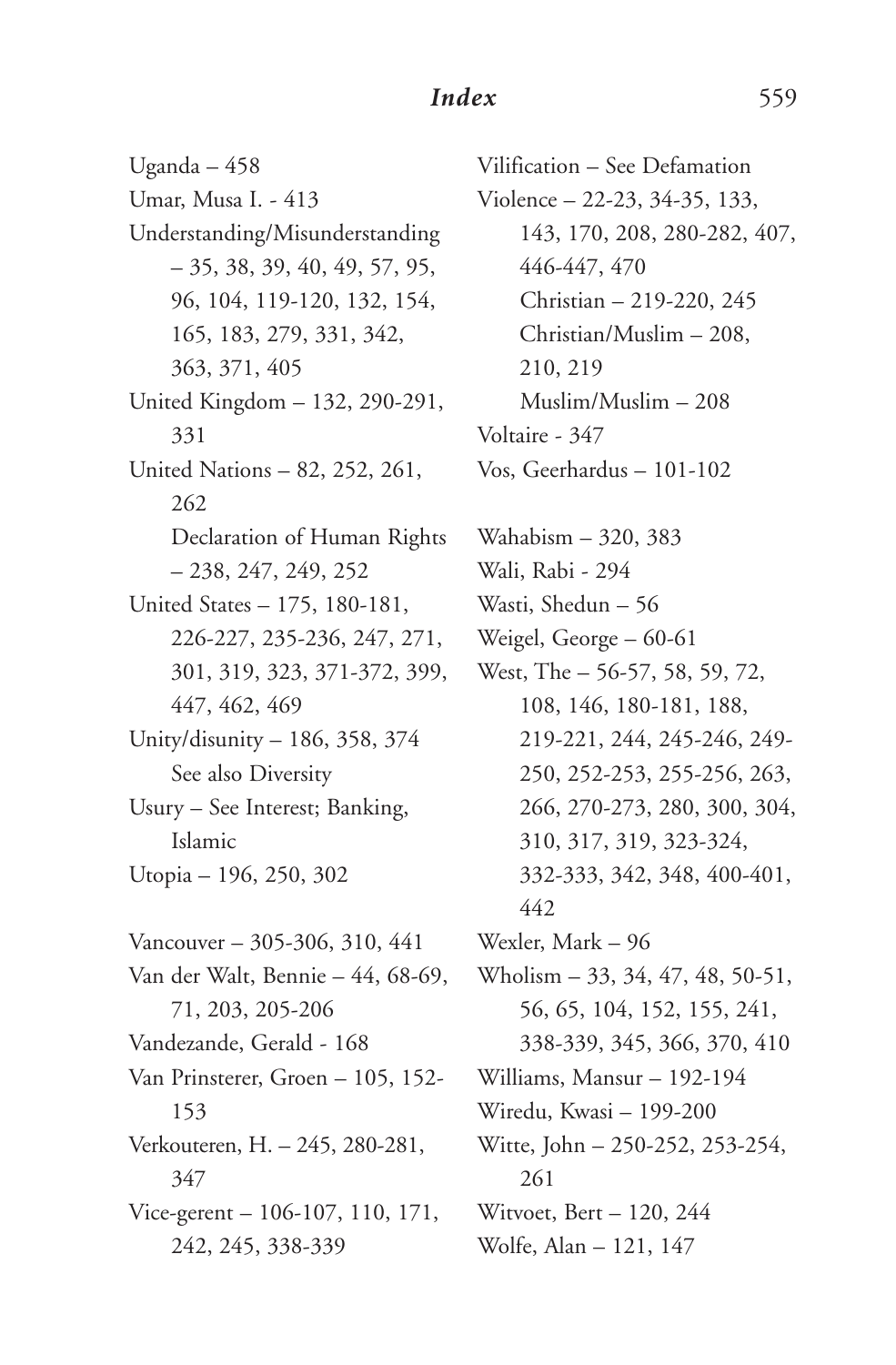Uganda – 458
Umar, Musa I. - 413
Understanding/Misunderstanding – 35, 38, 39, 40, 49, 57, 95, 96, 104, 119-120, 132, 154, 165, 183, 279, 331, 342, 363, 371, 405
United Kingdom – 132, 290-291, 331
United Nations – 82, 252, 261, 262
    Declaration of Human Rights – 238, 247, 249, 252
United States – 175, 180-181, 226-227, 235-236, 247, 271, 301, 319, 323, 371-372, 399, 447, 462, 469
Unity/disunity – 186, 358, 374
    See also Diversity
Usury – See Interest; Banking, Islamic
Utopia – 196, 250, 302

Vancouver – 305-306, 310, 441
Van der Walt, Bennie – 44, 68-69, 71, 203, 205-206
Vandezande, Gerald - 168
Van Prinsterer, Groen – 105, 152-153
Verkouteren, H. – 245, 280-281, 347
Vice-gerent – 106-107, 110, 171, 242, 245, 338-339
Vilification – See Defamation
Violence – 22-23, 34-35, 133, 143, 170, 208, 280-282, 407, 446-447, 470
    Christian – 219-220, 245
    Christian/Muslim – 208, 210, 219
    Muslim/Muslim – 208
Voltaire - 347
Vos, Geerhardus – 101-102

Wahabism – 320, 383
Wali, Rabi - 294
Wasti, Shedun – 56
Weigel, George – 60-61
West, The – 56-57, 58, 59, 72, 108, 146, 180-181, 188, 219-221, 244, 245-246, 249-250, 252-253, 255-256, 263, 266, 270-273, 280, 300, 304, 310, 317, 319, 323-324, 332-333, 342, 348, 400-401, 442
Wexler, Mark – 96
Wholism – 33, 34, 47, 48, 50-51, 56, 65, 104, 152, 155, 241, 338-339, 345, 366, 370, 410
Williams, Mansur – 192-194
Wiredu, Kwasi – 199-200
Witte, John – 250-252, 253-254, 261
Witvoet, Bert – 120, 244
Wolfe, Alan – 121, 147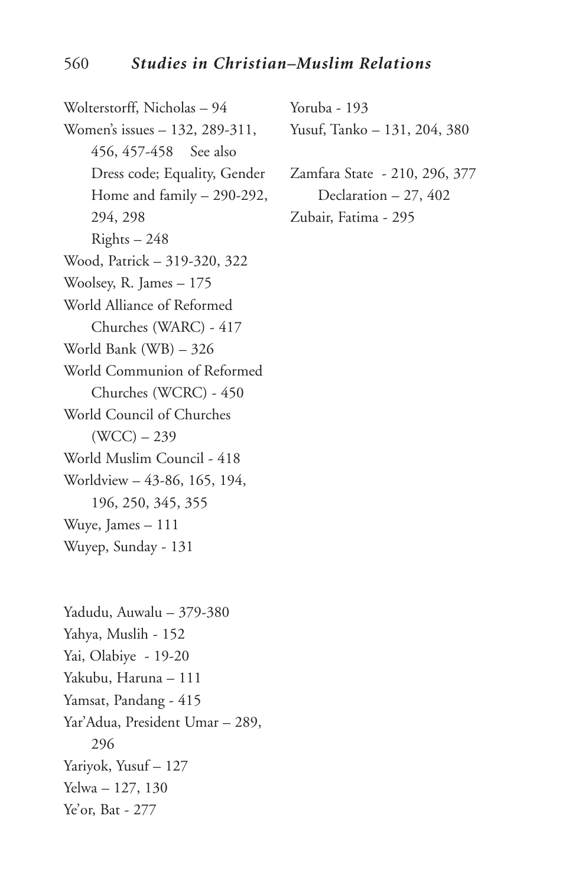Wolterstorff, Nicholas – 94
Women's issues – 132, 289-311, 456, 457-458 See also Dress code; Equality, Gender
    Home and family – 290-292, 294, 298
    Rights – 248
Wood, Patrick – 319-320, 322
Woolsey, R. James – 175
World Alliance of Reformed Churches (WARC) - 417
World Bank (WB) – 326
World Communion of Reformed Churches (WCRC) - 450
World Council of Churches (WCC) – 239
World Muslim Council - 418
Worldview – 43-86, 165, 194, 196, 250, 345, 355
Wuye, James – 111
Wuyep, Sunday - 131

Yadudu, Auwalu – 379-380
Yahya, Muslih - 152
Yai, Olabiye - 19-20
Yakubu, Haruna – 111
Yamsat, Pandang - 415
Yar'Adua, President Umar – 289, 296
Yariyok, Yusuf – 127
Yelwa – 127, 130
Ye'or, Bat - 277
Yoruba - 193
Yusuf, Tanko – 131, 204, 380

Zamfara State - 210, 296, 377
    Declaration – 27, 402
Zubair, Fatima - 295